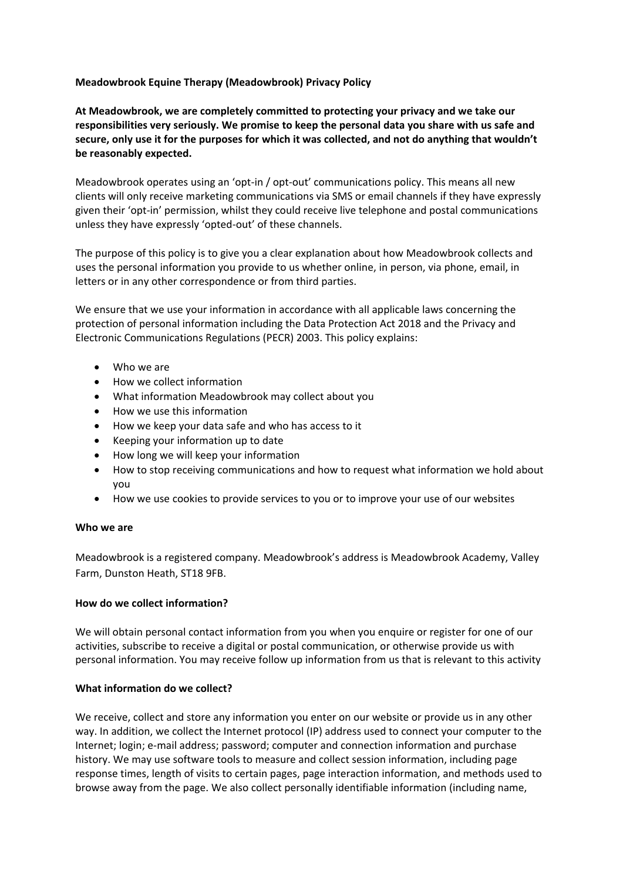**Meadowbrook Equine Therapy (Meadowbrook) Privacy Policy**

**At Meadowbrook, we are completely committed to protecting your privacy and we take our responsibilities very seriously. We promise to keep the personal data you share with us safe and secure, only use it for the purposes for which it was collected, and not do anything that wouldn't be reasonably expected.**

Meadowbrook operates using an 'opt-in / opt-out' communications policy. This means all new clients will only receive marketing communications via SMS or email channels if they have expressly given their 'opt-in' permission, whilst they could receive live telephone and postal communications unless they have expressly 'opted-out' of these channels.

The purpose of this policy is to give you a clear explanation about how Meadowbrook collects and uses the personal information you provide to us whether online, in person, via phone, email, in letters or in any other correspondence or from third parties.

We ensure that we use your information in accordance with all applicable laws concerning the protection of personal information including the Data Protection Act 2018 and the Privacy and Electronic Communications Regulations (PECR) 2003. This policy explains:

- Who we are
- How we collect information
- What information Meadowbrook may collect about you
- How we use this information
- How we keep your data safe and who has access to it
- Keeping your information up to date
- How long we will keep your information
- How to stop receiving communications and how to request what information we hold about you
- How we use cookies to provide services to you or to improve your use of our websites

**Who we are**

Meadowbrook is a registered company. Meadowbrook's address is Meadowbrook Academy, Valley Farm, Dunston Heath, ST18 9FB.

**How do we collect information?**

We will obtain personal contact information from you when you enquire or register for one of our activities, subscribe to receive a digital or postal communication, or otherwise provide us with personal information. You may receive follow up information from us that is relevant to this activity

**What information do we collect?**

We receive, collect and store any information you enter on our website or provide us in any other way. In addition, we collect the Internet protocol (IP) address used to connect your computer to the Internet; login; e-mail address; password; computer and connection information and purchase history. We may use software tools to measure and collect session information, including page response times, length of visits to certain pages, page interaction information, and methods used to browse away from the page. We also collect personally identifiable information (including name,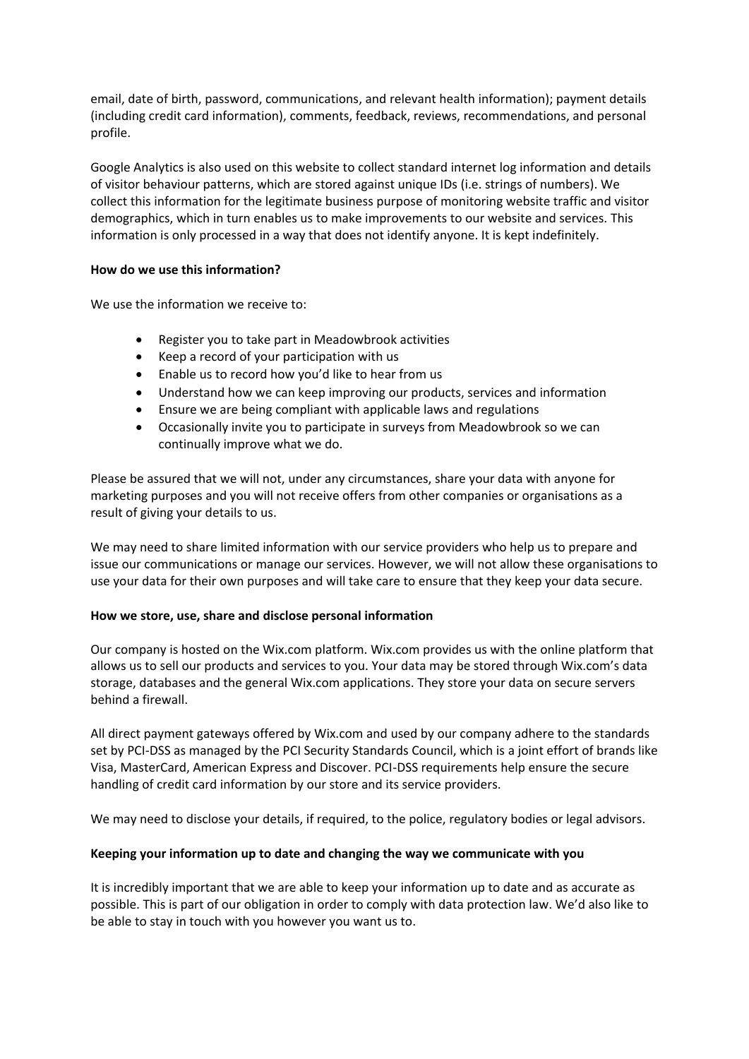email, date of birth, password, communications, and relevant health information); payment details (including credit card information), comments, feedback, reviews, recommendations, and personal profile.

Google Analytics is also used on this website to collect standard internet log information and details of visitor behaviour patterns, which are stored against unique IDs (i.e. strings of numbers). We collect this information for the legitimate business purpose of monitoring website traffic and visitor demographics, which in turn enables us to make improvements to our website and services. This information is only processed in a way that does not identify anyone. It is kept indefinitely.

**How do we use this information?**

We use the information we receive to:

- Register you to take part in Meadowbrook activities
- Keep a record of your participation with us
- Enable us to record how you'd like to hear from us
- Understand how we can keep improving our products, services and information
- Ensure we are being compliant with applicable laws and regulations
- Occasionally invite you to participate in surveys from Meadowbrook so we can continually improve what we do.

Please be assured that we will not, under any circumstances, share your data with anyone for marketing purposes and you will not receive offers from other companies or organisations as a result of giving your details to us.

We may need to share limited information with our service providers who help us to prepare and issue our communications or manage our services. However, we will not allow these organisations to use your data for their own purposes and will take care to ensure that they keep your data secure.

**How we store, use, share and disclose personal information**

Our company is hosted on the Wix.com platform. Wix.com provides us with the online platform that allows us to sell our products and services to you. Your data may be stored through Wix.com's data storage, databases and the general Wix.com applications. They store your data on secure servers behind a firewall.

All direct payment gateways offered by Wix.com and used by our company adhere to the standards set by PCI-DSS as managed by the PCI Security Standards Council, which is a joint effort of brands like Visa, MasterCard, American Express and Discover. PCI-DSS requirements help ensure the secure handling of credit card information by our store and its service providers.

We may need to disclose your details, if required, to the police, regulatory bodies or legal advisors.

**Keeping your information up to date and changing the way we communicate with you**

It is incredibly important that we are able to keep your information up to date and as accurate as possible. This is part of our obligation in order to comply with data protection law. We'd also like to be able to stay in touch with you however you want us to.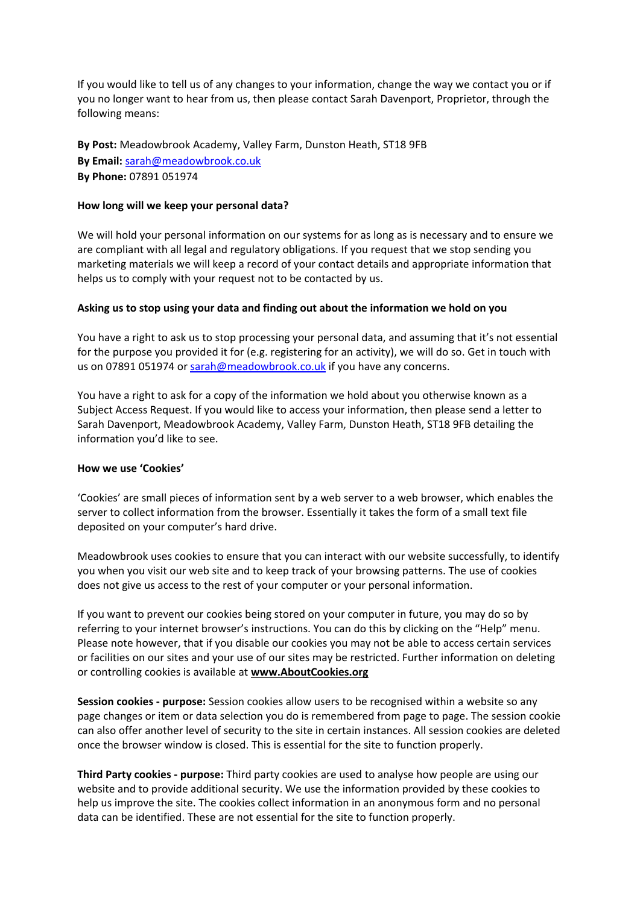If you would like to tell us of any changes to your information, change the way we contact you or if you no longer want to hear from us, then please contact Sarah Davenport, Proprietor, through the following means:

**By Post:** Meadowbrook Academy, Valley Farm, Dunston Heath, ST18 9FB
**By Email:** [sarah@meadowbrook.co.uk](mailto:sarah@meadowbrook.co.uk)
**By Phone:** 07891 051974

**How long will we keep your personal data?**

We will hold your personal information on our systems for as long as is necessary and to ensure we are compliant with all legal and regulatory obligations. If you request that we stop sending you marketing materials we will keep a record of your contact details and appropriate information that helps us to comply with your request not to be contacted by us.

**Asking us to stop using your data and finding out about the information we hold on you**

You have a right to ask us to stop processing your personal data, and assuming that it's not essential for the purpose you provided it for (e.g. registering for an activity), we will do so. Get in touch with us on 07891 051974 or [sarah@meadowbrook.co.uk](mailto:sarah@meadowbrook.co.uk) if you have any concerns.

You have a right to ask for a copy of the information we hold about you otherwise known as a Subject Access Request. If you would like to access your information, then please send a letter to Sarah Davenport, Meadowbrook Academy, Valley Farm, Dunston Heath, ST18 9FB detailing the information you'd like to see.

**How we use 'Cookies'**

'Cookies' are small pieces of information sent by a web server to a web browser, which enables the server to collect information from the browser. Essentially it takes the form of a small text file deposited on your computer's hard drive.

Meadowbrook uses cookies to ensure that you can interact with our website successfully, to identify you when you visit our web site and to keep track of your browsing patterns. The use of cookies does not give us access to the rest of your computer or your personal information.

If you want to prevent our cookies being stored on your computer in future, you may do so by referring to your internet browser's instructions. You can do this by clicking on the "Help" menu. Please note however, that if you disable our cookies you may not be able to access certain services or facilities on our sites and your use of our sites may be restricted. Further information on deleting or controlling cookies is available at **[www.AboutCookies.org](http://www.AboutCookies.org)**

**Session cookies - purpose:** Session cookies allow users to be recognised within a website so any page changes or item or data selection you do is remembered from page to page. The session cookie can also offer another level of security to the site in certain instances. All session cookies are deleted once the browser window is closed. This is essential for the site to function properly.

**Third Party cookies - purpose:** Third party cookies are used to analyse how people are using our website and to provide additional security. We use the information provided by these cookies to help us improve the site. The cookies collect information in an anonymous form and no personal data can be identified. These are not essential for the site to function properly.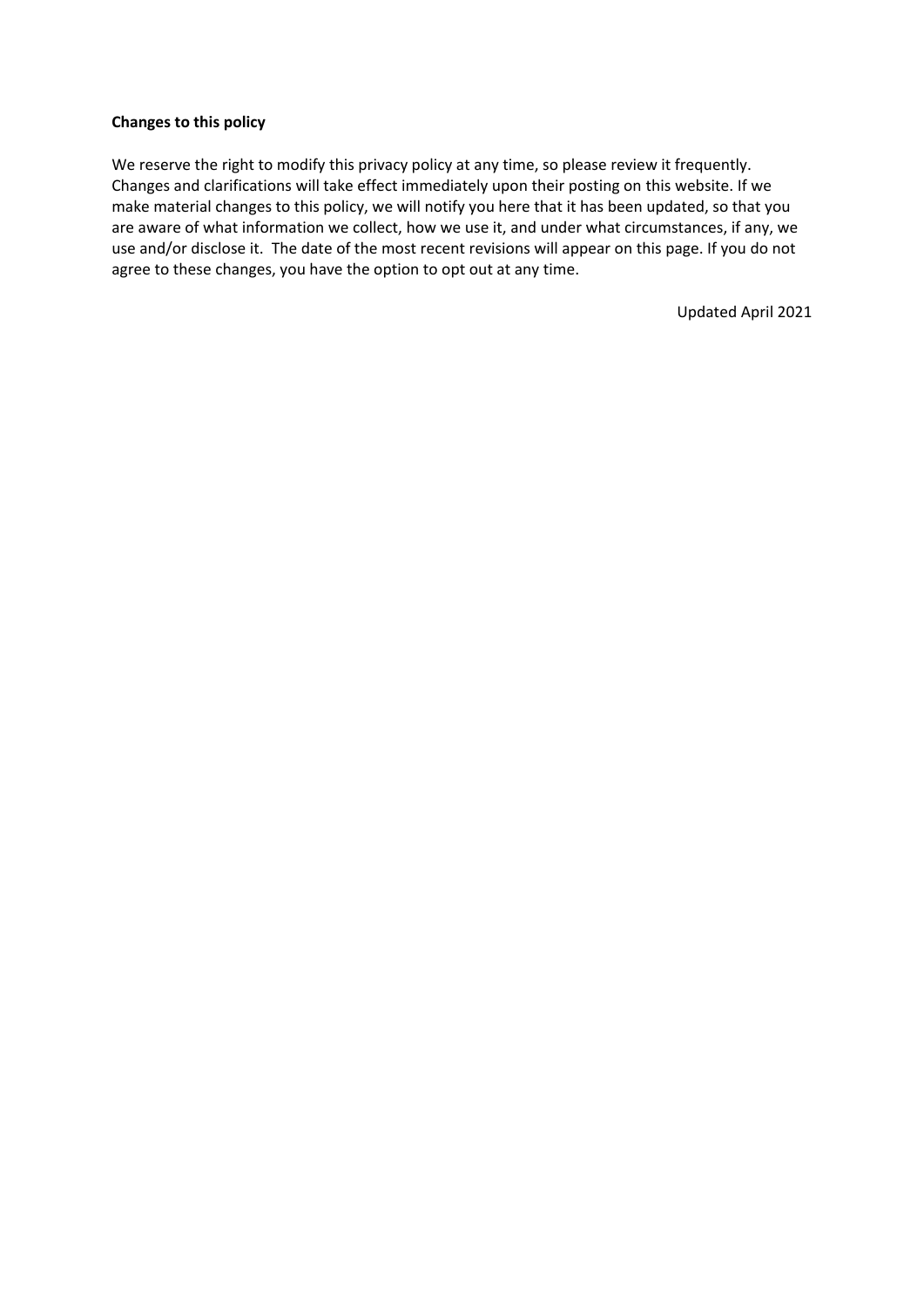**Changes to this policy**

We reserve the right to modify this privacy policy at any time, so please review it frequently. Changes and clarifications will take effect immediately upon their posting on this website. If we make material changes to this policy, we will notify you here that it has been updated, so that you are aware of what information we collect, how we use it, and under what circumstances, if any, we use and/or disclose it. The date of the most recent revisions will appear on this page. If you do not agree to these changes, you have the option to opt out at any time.

Updated April 2021